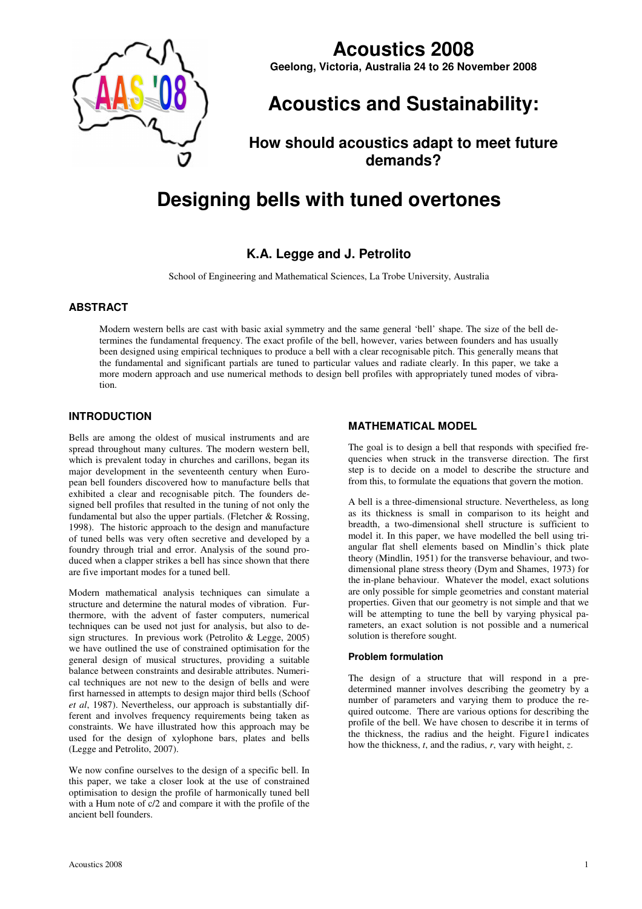# Acoustics 2008

**Geelong, Victoria, Australia 24 to 26 November 2008**

## Acoustics and Sustainability:

### How should acoustics adapt to meet future demands?

# Designing bells with tuned overtones

### K.A. Legge and J. Petrolito

School of Engineering and Mathematical Sciences, La Trobe University, Australia

## ABSTRACT

Modern western bells are cast with basic axial symmetry and the same general 'bell' shape. The size of the bell determines the fundamental frequency. The exact profile of the bell, however, varies between founders and has usually been designed using empirical techniques to produce a bell with a clear recognisable pitch. This generally means that the fundamental and significant partials are tuned to particular values and radiate clearly. In this paper, we take a more modern approach and use numerical methods to design bell profiles with appropriately tuned modes of vibration.

## INTRODUCTION

Bells are among the oldest of musical instruments and are spread throughout many cultures. The modern western bell, which is prevalent today in churches and carillons, began its major development in the seventeenth century when European bell founders discovered how to manufacture bells that exhibited a clear and recognisable pitch. The founders designed bell profiles that resulted in the tuning of not only the fundamental but also the upper partials. (Fletcher & Rossing, 1998). The historic approach to the design and manufacture of tuned bells was very often secretive and developed by a foundry through trial and error. Analysis of the sound produced when a clapper strikes a bell has since shown that there are five important modes for a tuned bell.

Modern mathematical analysis techniques can simulate a structure and determine the natural modes of vibration. Furthermore, with the advent of faster computers, numerical techniques can be used not just for analysis, but also to design structures. In previous work (Petrolito & Legge, 2005) we have outlined the use of constrained optimisation for the general design of musical structures, providing a suitable balance between constraints and desirable attributes. Numerical techniques are not new to the design of bells and were first harnessed in attempts to design major third bells (Schoof *et al*, 1987). Nevertheless, our approach is substantially different and involves frequency requirements being taken as constraints. We have illustrated how this approach may be used for the design of xylophone bars, plates and bells (Legge and Petrolito, 2007).

We now confine ourselves to the design of a specific bell. In this paper, we take a closer look at the use of constrained optimisation to design the profile of harmonically tuned bell with a Hum note of c/2 and compare it with the profile of the ancient bell founders.

## MATHEMATICAL MODEL

The goal is to design a bell that responds with specified frequencies when struck in the transverse direction. The first step is to decide on a model to describe the structure and from this, to formulate the equations that govern the motion.

A bell is a three-dimensional structure. Nevertheless, as long as its thickness is small in comparison to its height and breadth, a two-dimensional shell structure is sufficient to model it. In this paper, we have modelled the bell using triangular flat shell elements based on Mindlin's thick plate theory (Mindlin, 1951) for the transverse behaviour, and two-dimensional plane stress theory (Dym and Shames, 1973) for the in-plane behaviour. Whatever the model, exact solutions are only possible for simple geometries and constant material properties. Given that our geometry is not simple and that we will be attempting to tune the bell by varying physical parameters, an exact solution is not possible and a numerical solution is therefore sought.

### Problem formulation

The design of a structure that will respond in a predetermined manner involves describing the geometry by a number of parameters and varying them to produce the required outcome. There are various options for describing the profile of the bell. We have chosen to describe it in terms of the thickness, the radius and the height. Figure1 indicates how the thickness, $t$, and the radius, $r$, vary with height, $z$.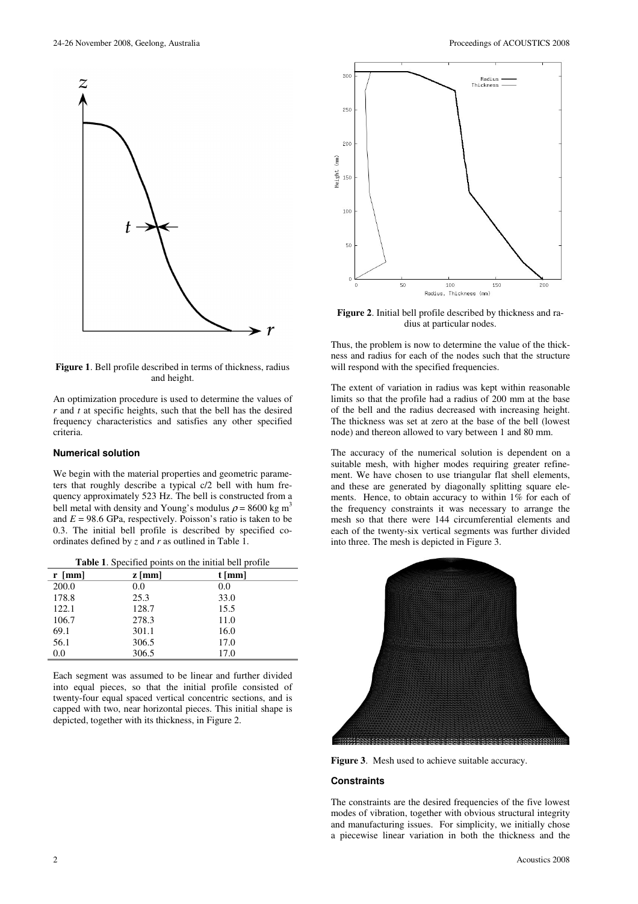**Figure 1**. Bell profile described in terms of thickness, radius and height.

An optimization procedure is used to determine the values of $r$ and $t$ at specific heights, such that the bell has the desired frequency characteristics and satisfies any other specified criteria.

### Numerical solution

We begin with the material properties and geometric parameters that roughly describe a typical c/2 bell with hum frequency approximately 523 Hz. The bell is constructed from a bell metal with density and Young's modulus $\rho = 8600$ kg m$^3$ and $E = 98.6$ GPa, respectively. Poisson's ratio is taken to be 0.3. The initial bell profile is described by specified co-ordinates defined by $z$ and $r$ as outlined in Table 1.

**Table 1**. Specified points on the initial bell profile

| r [mm] | z [mm] | t [mm] |
|---|---|---|
| 200.0 | 0.0 | 0.0 |
| 178.8 | 25.3 | 33.0 |
| 122.1 | 128.7 | 15.5 |
| 106.7 | 278.3 | 11.0 |
| 69.1 | 301.1 | 16.0 |
| 56.1 | 306.5 | 17.0 |
| 0.0 | 306.5 | 17.0 |

Each segment was assumed to be linear and further divided into equal pieces, so that the initial profile consisted of twenty-four equal spaced vertical concentric sections, and is capped with two, near horizontal pieces. This initial shape is depicted, together with its thickness, in Figure 2.

**Figure 2**. Initial bell profile described by thickness and radius at particular nodes.

Thus, the problem is now to determine the value of the thickness and radius for each of the nodes such that the structure will respond with the specified frequencies.

The extent of variation in radius was kept within reasonable limits so that the profile had a radius of 200 mm at the base of the bell and the radius decreased with increasing height. The thickness was set at zero at the base of the bell (lowest node) and thereon allowed to vary between 1 and 80 mm.

The accuracy of the numerical solution is dependent on a suitable mesh, with higher modes requiring greater refinement. We have chosen to use triangular flat shell elements, and these are generated by diagonally splitting square elements. Hence, to obtain accuracy to within 1% for each of the frequency constraints it was necessary to arrange the mesh so that there were 144 circumferential elements and each of the twenty-six vertical segments was further divided into three. The mesh is depicted in Figure 3.

**Figure 3**. Mesh used to achieve suitable accuracy.

### Constraints

The constraints are the desired frequencies of the five lowest modes of vibration, together with obvious structural integrity and manufacturing issues. For simplicity, we initially chose a piecewise linear variation in both the thickness and the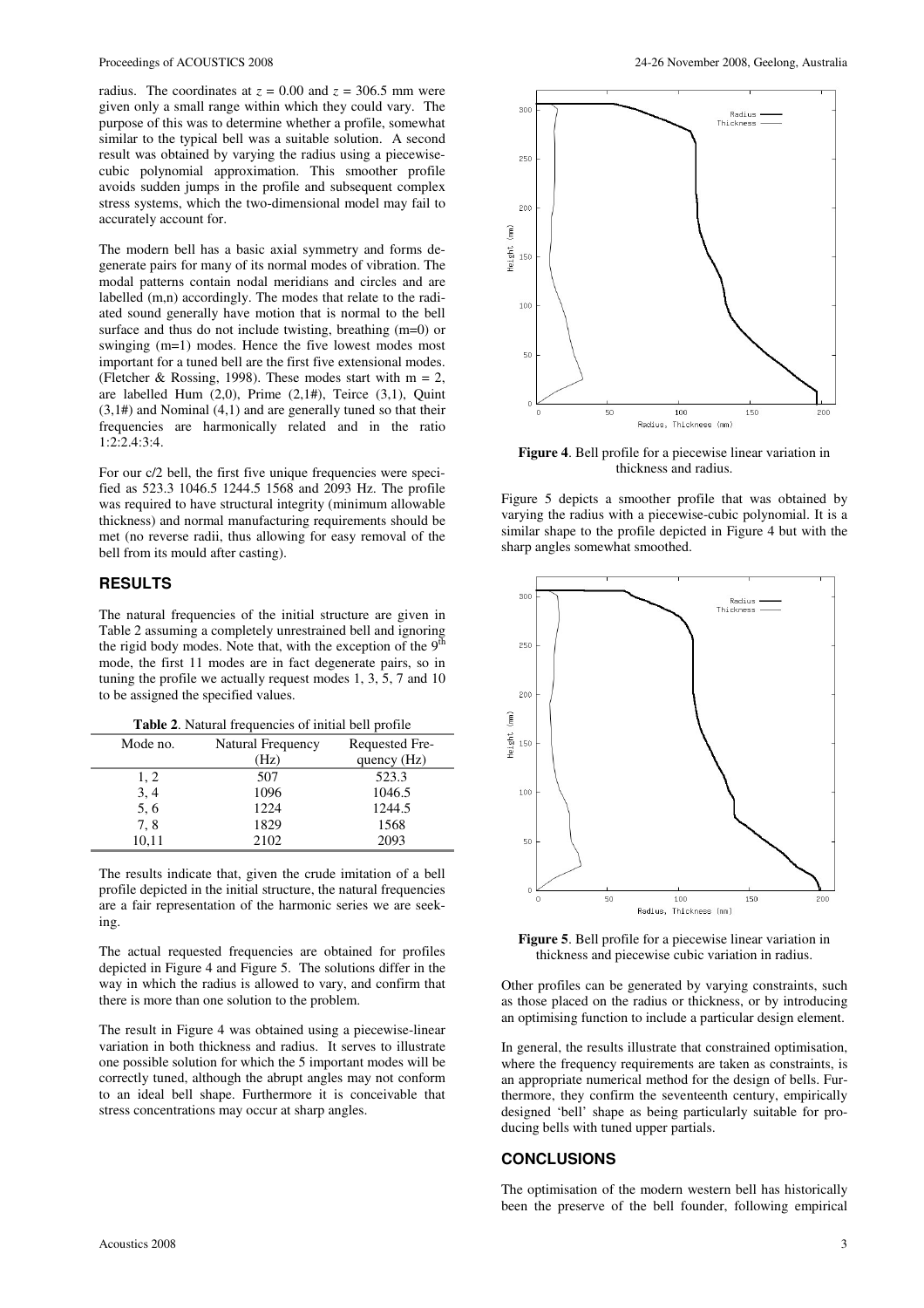radius. The coordinates at $z = 0.00$ and $z = 306.5$ mm were given only a small range within which they could vary. The purpose of this was to determine whether a profile, somewhat similar to the typical bell was a suitable solution. A second result was obtained by varying the radius using a piecewise-cubic polynomial approximation. This smoother profile avoids sudden jumps in the profile and subsequent complex stress systems, which the two-dimensional model may fail to accurately account for.

The modern bell has a basic axial symmetry and forms degenerate pairs for many of its normal modes of vibration. The modal patterns contain nodal meridians and circles and are labelled (m,n) accordingly. The modes that relate to the radiated sound generally have motion that is normal to the bell surface and thus do not include twisting, breathing (m=0) or swinging (m=1) modes. Hence the five lowest modes most important for a tuned bell are the first five extensional modes. (Fletcher & Rossing, 1998). These modes start with m = 2, are labelled Hum (2,0), Prime (2,1#), Teirce (3,1), Quint (3,1#) and Nominal (4,1) and are generally tuned so that their frequencies are harmonically related and in the ratio 1:2:2.4:3:4.

For our c/2 bell, the first five unique frequencies were specified as 523.3 1046.5 1244.5 1568 and 2093 Hz. The profile was required to have structural integrity (minimum allowable thickness) and normal manufacturing requirements should be met (no reverse radii, thus allowing for easy removal of the bell from its mould after casting).

## RESULTS

The natural frequencies of the initial structure are given in Table 2 assuming a completely unrestrained bell and ignoring the rigid body modes. Note that, with the exception of the 9th mode, the first 11 modes are in fact degenerate pairs, so in tuning the profile we actually request modes 1, 3, 5, 7 and 10 to be assigned the specified values.

**Table 2**. Natural frequencies of initial bell profile

| Mode no. | Natural Frequency (Hz) | Requested Frequency (Hz) |
|---|---|---|
| 1, 2 | 507 | 523.3 |
| 3, 4 | 1096 | 1046.5 |
| 5, 6 | 1224 | 1244.5 |
| 7, 8 | 1829 | 1568 |
| 10,11 | 2102 | 2093 |

The results indicate that, given the crude imitation of a bell profile depicted in the initial structure, the natural frequencies are a fair representation of the harmonic series we are seeking.

The actual requested frequencies are obtained for profiles depicted in Figure 4 and Figure 5. The solutions differ in the way in which the radius is allowed to vary, and confirm that there is more than one solution to the problem.

The result in Figure 4 was obtained using a piecewise-linear variation in both thickness and radius. It serves to illustrate one possible solution for which the 5 important modes will be correctly tuned, although the abrupt angles may not conform to an ideal bell shape. Furthermore it is conceivable that stress concentrations may occur at sharp angles.

**Figure 4**. Bell profile for a piecewise linear variation in thickness and radius.

Figure 5 depicts a smoother profile that was obtained by varying the radius with a piecewise-cubic polynomial. It is a similar shape to the profile depicted in Figure 4 but with the sharp angles somewhat smoothed.

**Figure 5**. Bell profile for a piecewise linear variation in thickness and piecewise cubic variation in radius.

Other profiles can be generated by varying constraints, such as those placed on the radius or thickness, or by introducing an optimising function to include a particular design element.

In general, the results illustrate that constrained optimisation, where the frequency requirements are taken as constraints, is an appropriate numerical method for the design of bells. Furthermore, they confirm the seventeenth century, empirically designed 'bell' shape as being particularly suitable for producing bells with tuned upper partials.

## CONCLUSIONS

The optimisation of the modern western bell has historically been the preserve of the bell founder, following empirical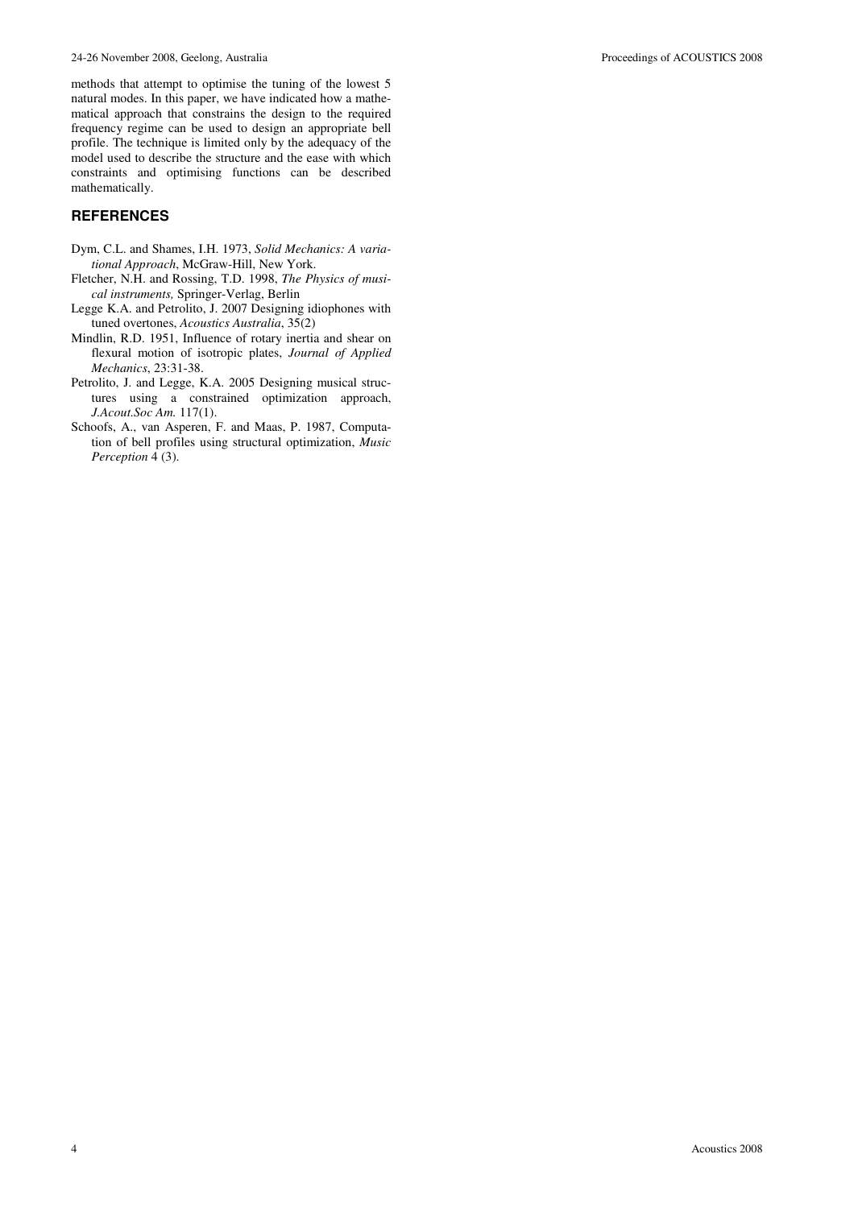methods that attempt to optimise the tuning of the lowest 5 natural modes. In this paper, we have indicated how a mathematical approach that constrains the design to the required frequency regime can be used to design an appropriate bell profile. The technique is limited only by the adequacy of the model used to describe the structure and the ease with which constraints and optimising functions can be described mathematically.

## REFERENCES

Dym, C.L. and Shames, I.H. 1973, *Solid Mechanics: A variational Approach*, McGraw-Hill, New York.

Fletcher, N.H. and Rossing, T.D. 1998, *The Physics of musical instruments,* Springer-Verlag, Berlin

Legge K.A. and Petrolito, J. 2007 Designing idiophones with tuned overtones, *Acoustics Australia*, 35(2)

Mindlin, R.D. 1951, Influence of rotary inertia and shear on flexural motion of isotropic plates, *Journal of Applied Mechanics*, 23:31-38.

Petrolito, J. and Legge, K.A. 2005 Designing musical structures using a constrained optimization approach, *J.Acout.Soc Am.* 117(1).

Schoofs, A., van Asperen, F. and Maas, P. 1987, Computation of bell profiles using structural optimization, *Music Perception* 4 (3).